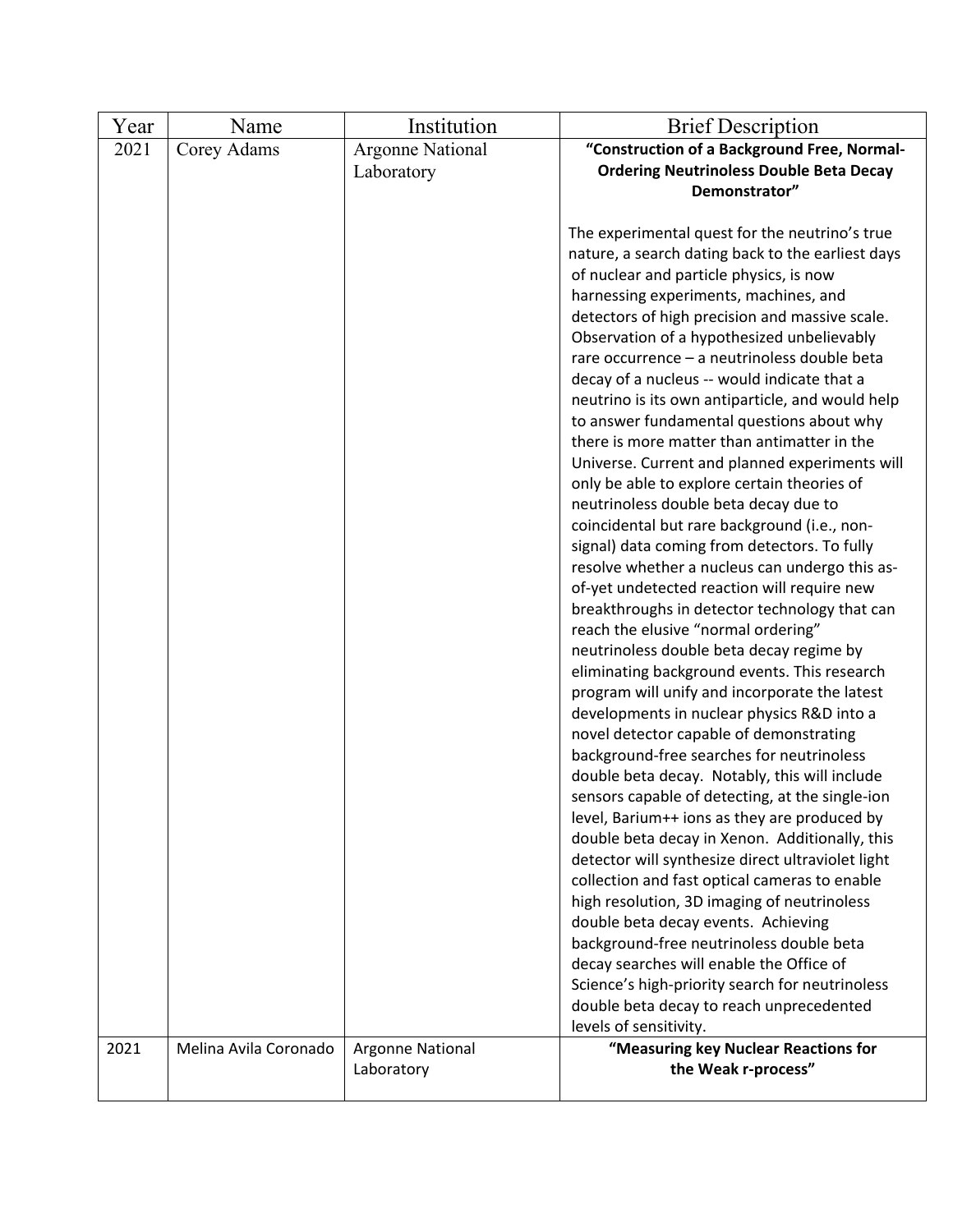| Year | Name | Institution | Brief Description |
|---|---|---|---|
| 2021 | Corey Adams | Argonne National Laboratory | **"Construction of a Background Free, Normal-Ordering Neutrinoless Double Beta Decay Demonstrator"**<br><br>The experimental quest for the neutrino's true nature, a search dating back to the earliest days of nuclear and particle physics, is now harnessing experiments, machines, and detectors of high precision and massive scale. Observation of a hypothesized unbelievably rare occurrence – a neutrinoless double beta decay of a nucleus -- would indicate that a neutrino is its own antiparticle, and would help to answer fundamental questions about why there is more matter than antimatter in the Universe. Current and planned experiments will only be able to explore certain theories of neutrinoless double beta decay due to coincidental but rare background (i.e., non-signal) data coming from detectors. To fully resolve whether a nucleus can undergo this as-of-yet undetected reaction will require new breakthroughs in detector technology that can reach the elusive "normal ordering" neutrinoless double beta decay regime by eliminating background events. This research program will unify and incorporate the latest developments in nuclear physics R&D into a novel detector capable of demonstrating background-free searches for neutrinoless double beta decay. Notably, this will include sensors capable of detecting, at the single-ion level, Barium++ ions as they are produced by double beta decay in Xenon. Additionally, this detector will synthesize direct ultraviolet light collection and fast optical cameras to enable high resolution, 3D imaging of neutrinoless double beta decay events. Achieving background-free neutrinoless double beta decay searches will enable the Office of Science's high-priority search for neutrinoless double beta decay to reach unprecedented levels of sensitivity. |
| 2021 | Melina Avila Coronado | Argonne National Laboratory | **"Measuring key Nuclear Reactions for the Weak r-process"** |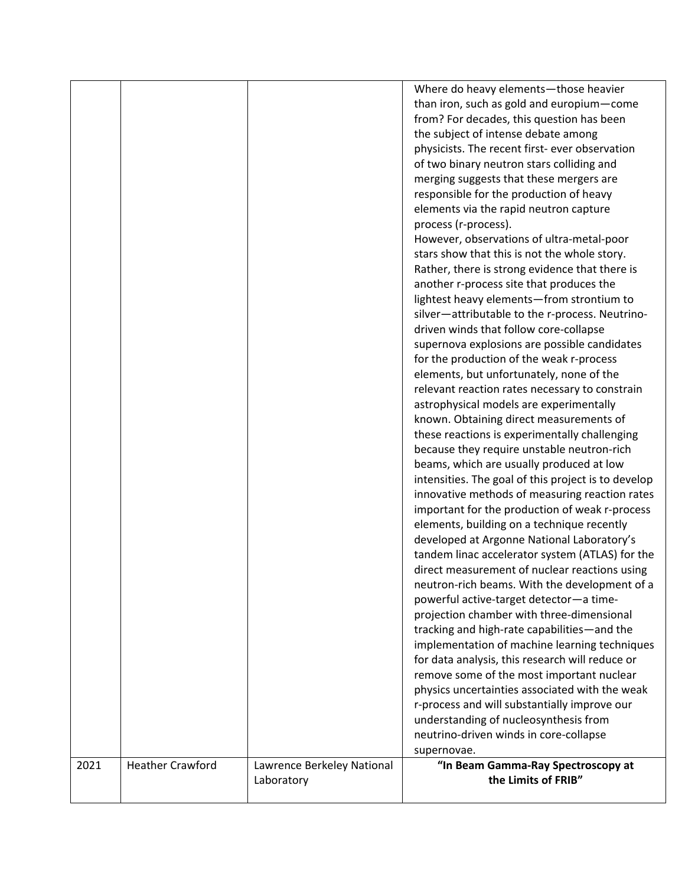| | | | |
|---|---|---|---|
| | | | Where do heavy elements—those heavier than iron, such as gold and europium—come from? For decades, this question has been the subject of intense debate among physicists. The recent first- ever observation of two binary neutron stars colliding and merging suggests that these mergers are responsible for the production of heavy elements via the rapid neutron capture process (r-process).<br>However, observations of ultra-metal-poor stars show that this is not the whole story. Rather, there is strong evidence that there is another r-process site that produces the lightest heavy elements—from strontium to silver—attributable to the r-process. Neutrino-driven winds that follow core-collapse supernova explosions are possible candidates for the production of the weak r-process elements, but unfortunately, none of the relevant reaction rates necessary to constrain astrophysical models are experimentally known. Obtaining direct measurements of these reactions is experimentally challenging because they require unstable neutron-rich beams, which are usually produced at low intensities. The goal of this project is to develop innovative methods of measuring reaction rates important for the production of weak r-process elements, building on a technique recently developed at Argonne National Laboratory's tandem linac accelerator system (ATLAS) for the direct measurement of nuclear reactions using neutron-rich beams. With the development of a powerful active-target detector—a time-projection chamber with three-dimensional tracking and high-rate capabilities—and the implementation of machine learning techniques for data analysis, this research will reduce or remove some of the most important nuclear physics uncertainties associated with the weak r-process and will substantially improve our understanding of nucleosynthesis from neutrino-driven winds in core-collapse supernovae. |
| 2021 | Heather Crawford | Lawrence Berkeley National Laboratory | **"In Beam Gamma-Ray Spectroscopy at the Limits of FRIB"** |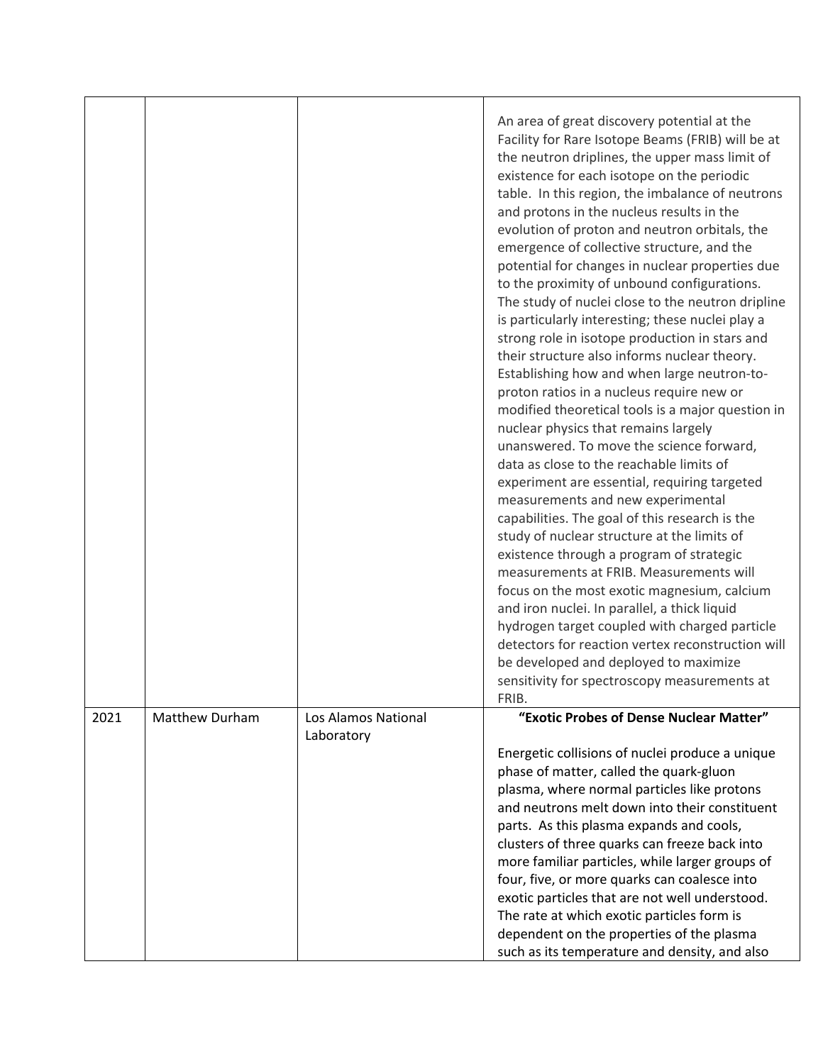| | | | |
|---|---|---|---|
| | | | An area of great discovery potential at the Facility for Rare Isotope Beams (FRIB) will be at the neutron driplines, the upper mass limit of existence for each isotope on the periodic table. In this region, the imbalance of neutrons and protons in the nucleus results in the evolution of proton and neutron orbitals, the emergence of collective structure, and the potential for changes in nuclear properties due to the proximity of unbound configurations. The study of nuclei close to the neutron dripline is particularly interesting; these nuclei play a strong role in isotope production in stars and their structure also informs nuclear theory. Establishing how and when large neutron-to-proton ratios in a nucleus require new or modified theoretical tools is a major question in nuclear physics that remains largely unanswered. To move the science forward, data as close to the reachable limits of experiment are essential, requiring targeted measurements and new experimental capabilities. The goal of this research is the study of nuclear structure at the limits of existence through a program of strategic measurements at FRIB. Measurements will focus on the most exotic magnesium, calcium and iron nuclei. In parallel, a thick liquid hydrogen target coupled with charged particle detectors for reaction vertex reconstruction will be developed and deployed to maximize sensitivity for spectroscopy measurements at FRIB. |
| 2021 | Matthew Durham | Los Alamos National Laboratory | **"Exotic Probes of Dense Nuclear Matter"**<br><br>Energetic collisions of nuclei produce a unique phase of matter, called the quark-gluon plasma, where normal particles like protons and neutrons melt down into their constituent parts. As this plasma expands and cools, clusters of three quarks can freeze back into more familiar particles, while larger groups of four, five, or more quarks can coalesce into exotic particles that are not well understood. The rate at which exotic particles form is dependent on the properties of the plasma such as its temperature and density, and also |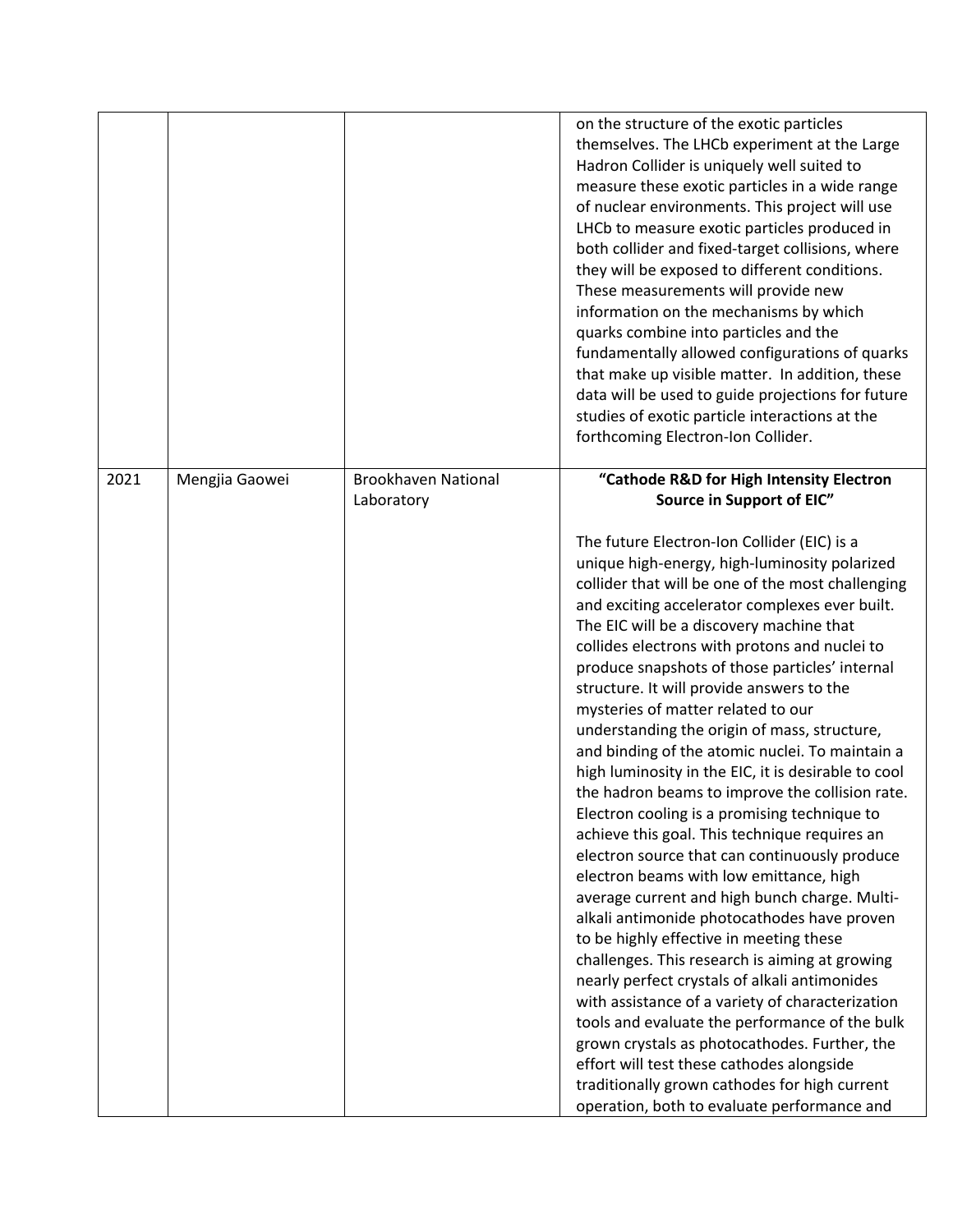| | | | |
|---|---|---|---|
| | | | on the structure of the exotic particles themselves. The LHCb experiment at the Large Hadron Collider is uniquely well suited to measure these exotic particles in a wide range of nuclear environments. This project will use LHCb to measure exotic particles produced in both collider and fixed-target collisions, where they will be exposed to different conditions. These measurements will provide new information on the mechanisms by which quarks combine into particles and the fundamentally allowed configurations of quarks that make up visible matter. In addition, these data will be used to guide projections for future studies of exotic particle interactions at the forthcoming Electron-Ion Collider. |
| 2021 | Mengjia Gaowei | Brookhaven National Laboratory | **"Cathode R&D for High Intensity Electron Source in Support of EIC"**<br><br>The future Electron-Ion Collider (EIC) is a unique high-energy, high-luminosity polarized collider that will be one of the most challenging and exciting accelerator complexes ever built. The EIC will be a discovery machine that collides electrons with protons and nuclei to produce snapshots of those particles' internal structure. It will provide answers to the mysteries of matter related to our understanding the origin of mass, structure, and binding of the atomic nuclei. To maintain a high luminosity in the EIC, it is desirable to cool the hadron beams to improve the collision rate. Electron cooling is a promising technique to achieve this goal. This technique requires an electron source that can continuously produce electron beams with low emittance, high average current and high bunch charge. Multi-alkali antimonide photocathodes have proven to be highly effective in meeting these challenges. This research is aiming at growing nearly perfect crystals of alkali antimonides with assistance of a variety of characterization tools and evaluate the performance of the bulk grown crystals as photocathodes. Further, the effort will test these cathodes alongside traditionally grown cathodes for high current operation, both to evaluate performance and |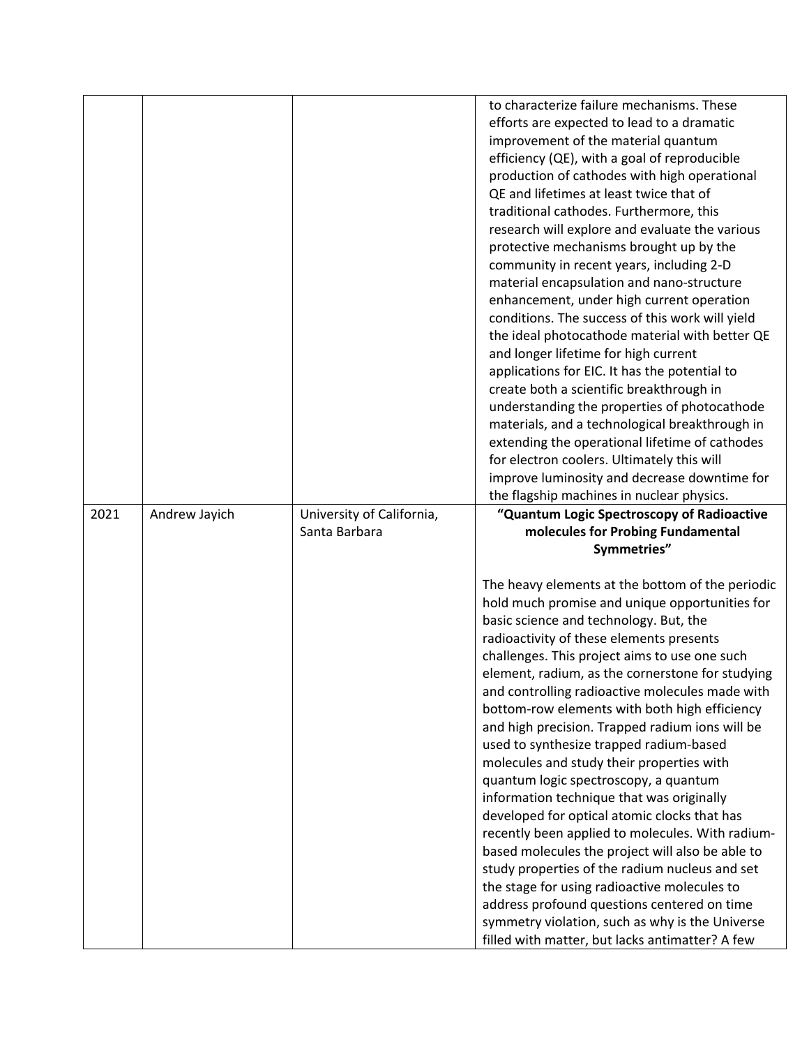| | | | |
|---|---|---|---|
| | | | to characterize failure mechanisms. These efforts are expected to lead to a dramatic improvement of the material quantum efficiency (QE), with a goal of reproducible production of cathodes with high operational QE and lifetimes at least twice that of traditional cathodes. Furthermore, this research will explore and evaluate the various protective mechanisms brought up by the community in recent years, including 2-D material encapsulation and nano-structure enhancement, under high current operation conditions. The success of this work will yield the ideal photocathode material with better QE and longer lifetime for high current applications for EIC. It has the potential to create both a scientific breakthrough in understanding the properties of photocathode materials, and a technological breakthrough in extending the operational lifetime of cathodes for electron coolers. Ultimately this will improve luminosity and decrease downtime for the flagship machines in nuclear physics. |
| 2021 | Andrew Jayich | University of California, Santa Barbara | **"Quantum Logic Spectroscopy of Radioactive molecules for Probing Fundamental Symmetries"**<br><br>The heavy elements at the bottom of the periodic hold much promise and unique opportunities for basic science and technology. But, the radioactivity of these elements presents challenges. This project aims to use one such element, radium, as the cornerstone for studying and controlling radioactive molecules made with bottom-row elements with both high efficiency and high precision. Trapped radium ions will be used to synthesize trapped radium-based molecules and study their properties with quantum logic spectroscopy, a quantum information technique that was originally developed for optical atomic clocks that has recently been applied to molecules. With radium-based molecules the project will also be able to study properties of the radium nucleus and set the stage for using radioactive molecules to address profound questions centered on time symmetry violation, such as why is the Universe filled with matter, but lacks antimatter? A few |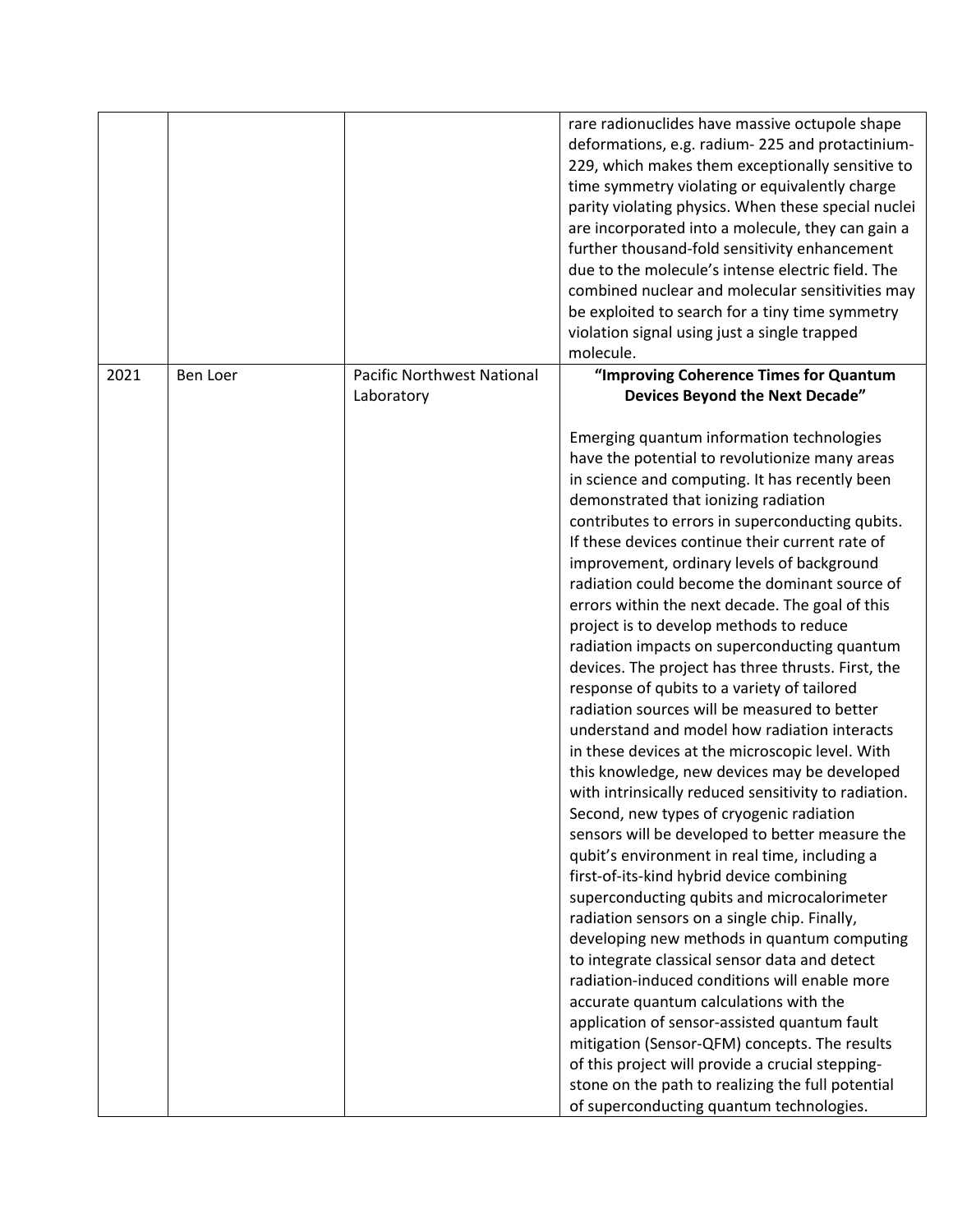| | | | |
|---|---|---|---|
| | | | rare radionuclides have massive octupole shape deformations, e.g. radium- 225 and protactinium-229, which makes them exceptionally sensitive to time symmetry violating or equivalently charge parity violating physics. When these special nuclei are incorporated into a molecule, they can gain a further thousand-fold sensitivity enhancement due to the molecule's intense electric field. The combined nuclear and molecular sensitivities may be exploited to search for a tiny time symmetry violation signal using just a single trapped molecule. |
| 2021 | Ben Loer | Pacific Northwest National Laboratory | **"Improving Coherence Times for Quantum Devices Beyond the Next Decade"**<br><br>Emerging quantum information technologies have the potential to revolutionize many areas in science and computing. It has recently been demonstrated that ionizing radiation contributes to errors in superconducting qubits. If these devices continue their current rate of improvement, ordinary levels of background radiation could become the dominant source of errors within the next decade. The goal of this project is to develop methods to reduce radiation impacts on superconducting quantum devices. The project has three thrusts. First, the response of qubits to a variety of tailored radiation sources will be measured to better understand and model how radiation interacts in these devices at the microscopic level. With this knowledge, new devices may be developed with intrinsically reduced sensitivity to radiation. Second, new types of cryogenic radiation sensors will be developed to better measure the qubit's environment in real time, including a first-of-its-kind hybrid device combining superconducting qubits and microcalorimeter radiation sensors on a single chip. Finally, developing new methods in quantum computing to integrate classical sensor data and detect radiation-induced conditions will enable more accurate quantum calculations with the application of sensor-assisted quantum fault mitigation (Sensor-QFM) concepts. The results of this project will provide a crucial stepping-stone on the path to realizing the full potential of superconducting quantum technologies. |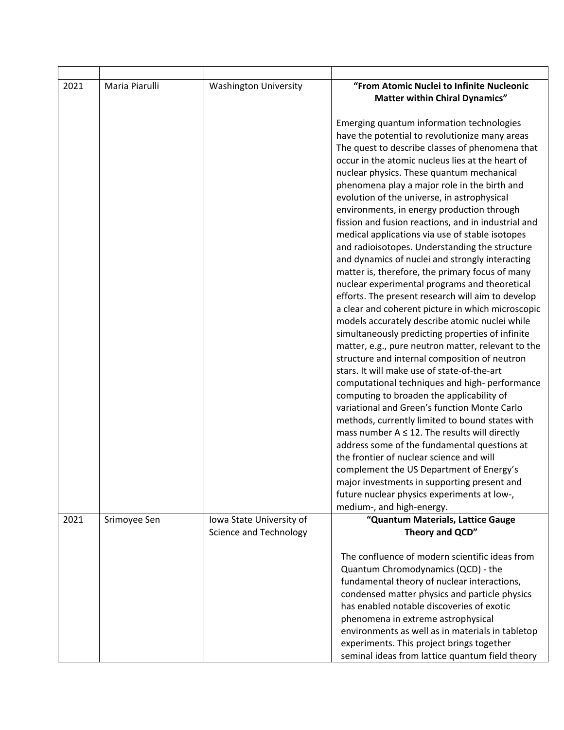| | | | |
|---|---|---|---|
| 2021 | Maria Piarulli | Washington University | **“From Atomic Nuclei to Infinite Nucleonic Matter within Chiral Dynamics”**<br><br>Emerging quantum information technologies have the potential to revolutionize many areas The quest to describe classes of phenomena that occur in the atomic nucleus lies at the heart of nuclear physics. These quantum mechanical phenomena play a major role in the birth and evolution of the universe, in astrophysical environments, in energy production through fission and fusion reactions, and in industrial and medical applications via use of stable isotopes and radioisotopes. Understanding the structure and dynamics of nuclei and strongly interacting matter is, therefore, the primary focus of many nuclear experimental programs and theoretical efforts. The present research will aim to develop a clear and coherent picture in which microscopic models accurately describe atomic nuclei while simultaneously predicting properties of infinite matter, e.g., pure neutron matter, relevant to the structure and internal composition of neutron stars. It will make use of state-of-the-art computational techniques and high- performance computing to broaden the applicability of variational and Green’s function Monte Carlo methods, currently limited to bound states with mass number $A \leq 12$. The results will directly address some of the fundamental questions at the frontier of nuclear science and will complement the US Department of Energy’s major investments in supporting present and future nuclear physics experiments at low-, medium-, and high-energy. |
| 2021 | Srimoyee Sen | Iowa State University of Science and Technology | **“Quantum Materials, Lattice Gauge Theory and QCD”**<br><br>The confluence of modern scientific ideas from Quantum Chromodynamics (QCD) - the fundamental theory of nuclear interactions, condensed matter physics and particle physics has enabled notable discoveries of exotic phenomena in extreme astrophysical environments as well as in materials in tabletop experiments. This project brings together seminal ideas from lattice quantum field theory |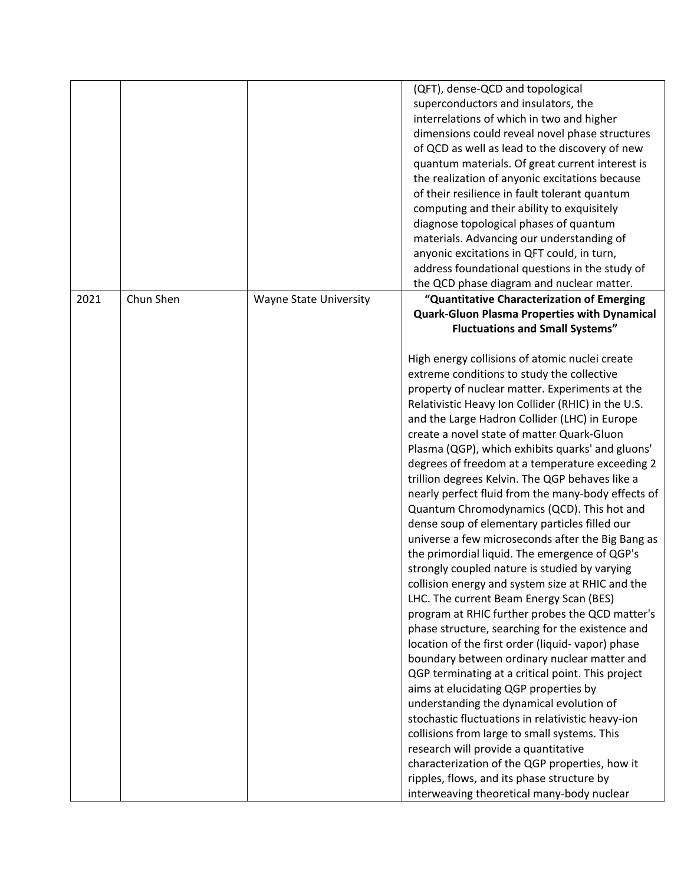| | | | |
|---|---|---|---|
| | | | (QFT), dense-QCD and topological superconductors and insulators, the interrelations of which in two and higher dimensions could reveal novel phase structures of QCD as well as lead to the discovery of new quantum materials. Of great current interest is the realization of anyonic excitations because of their resilience in fault tolerant quantum computing and their ability to exquisitely diagnose topological phases of quantum materials. Advancing our understanding of anyonic excitations in QFT could, in turn, address foundational questions in the study of the QCD phase diagram and nuclear matter. |
| 2021 | Chun Shen | Wayne State University | **"Quantitative Characterization of Emerging Quark-Gluon Plasma Properties with Dynamical Fluctuations and Small Systems"**<br><br>High energy collisions of atomic nuclei create extreme conditions to study the collective property of nuclear matter. Experiments at the Relativistic Heavy Ion Collider (RHIC) in the U.S. and the Large Hadron Collider (LHC) in Europe create a novel state of matter Quark-Gluon Plasma (QGP), which exhibits quarks' and gluons' degrees of freedom at a temperature exceeding 2 trillion degrees Kelvin. The QGP behaves like a nearly perfect fluid from the many-body effects of Quantum Chromodynamics (QCD). This hot and dense soup of elementary particles filled our universe a few microseconds after the Big Bang as the primordial liquid. The emergence of QGP's strongly coupled nature is studied by varying collision energy and system size at RHIC and the LHC. The current Beam Energy Scan (BES) program at RHIC further probes the QCD matter's phase structure, searching for the existence and location of the first order (liquid- vapor) phase boundary between ordinary nuclear matter and QGP terminating at a critical point. This project aims at elucidating QGP properties by understanding the dynamical evolution of stochastic fluctuations in relativistic heavy-ion collisions from large to small systems. This research will provide a quantitative characterization of the QGP properties, how it ripples, flows, and its phase structure by interweaving theoretical many-body nuclear |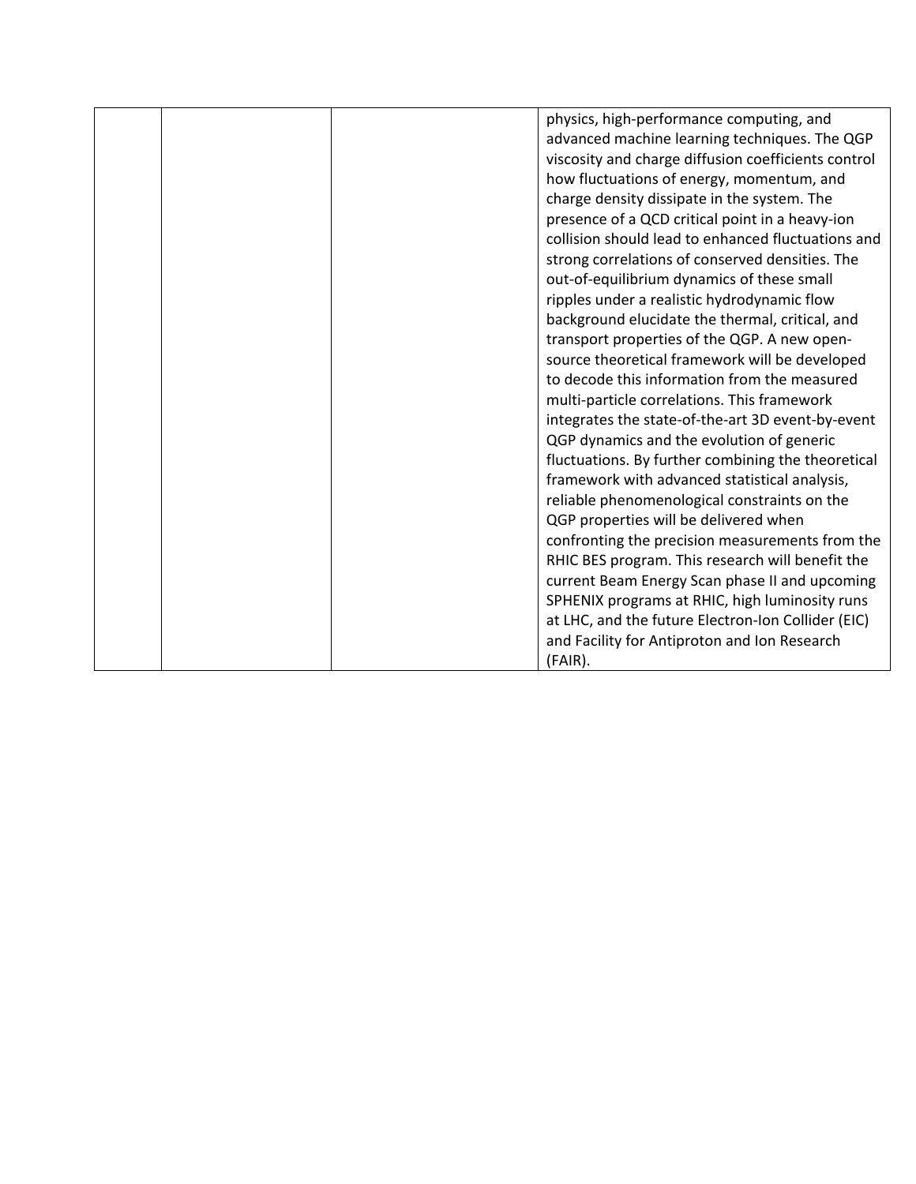| | | | |
|---|---|---|---|
| | | | physics, high-performance computing, and advanced machine learning techniques. The QGP viscosity and charge diffusion coefficients control how fluctuations of energy, momentum, and charge density dissipate in the system. The presence of a QCD critical point in a heavy-ion collision should lead to enhanced fluctuations and strong correlations of conserved densities. The out-of-equilibrium dynamics of these small ripples under a realistic hydrodynamic flow background elucidate the thermal, critical, and transport properties of the QGP. A new open-source theoretical framework will be developed to decode this information from the measured multi-particle correlations. This framework integrates the state-of-the-art 3D event-by-event QGP dynamics and the evolution of generic fluctuations. By further combining the theoretical framework with advanced statistical analysis, reliable phenomenological constraints on the QGP properties will be delivered when confronting the precision measurements from the RHIC BES program. This research will benefit the current Beam Energy Scan phase II and upcoming SPHENIX programs at RHIC, high luminosity runs at LHC, and the future Electron-Ion Collider (EIC) and Facility for Antiproton and Ion Research (FAIR). |